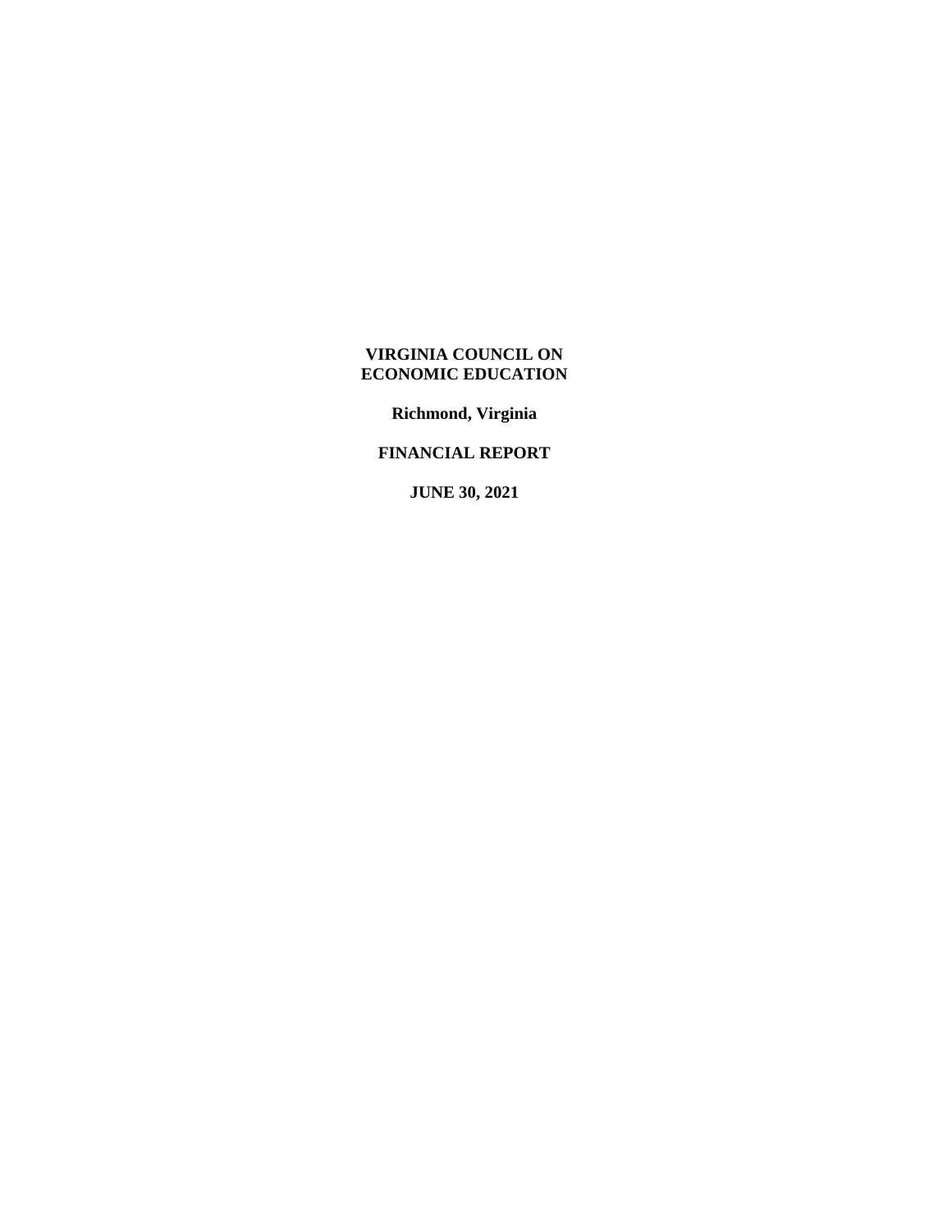# VIRGINIA COUNCIL ON ECONOMIC EDUCATION

**Richmond, Virginia**

**FINANCIAL REPORT**

**JUNE 30, 2021**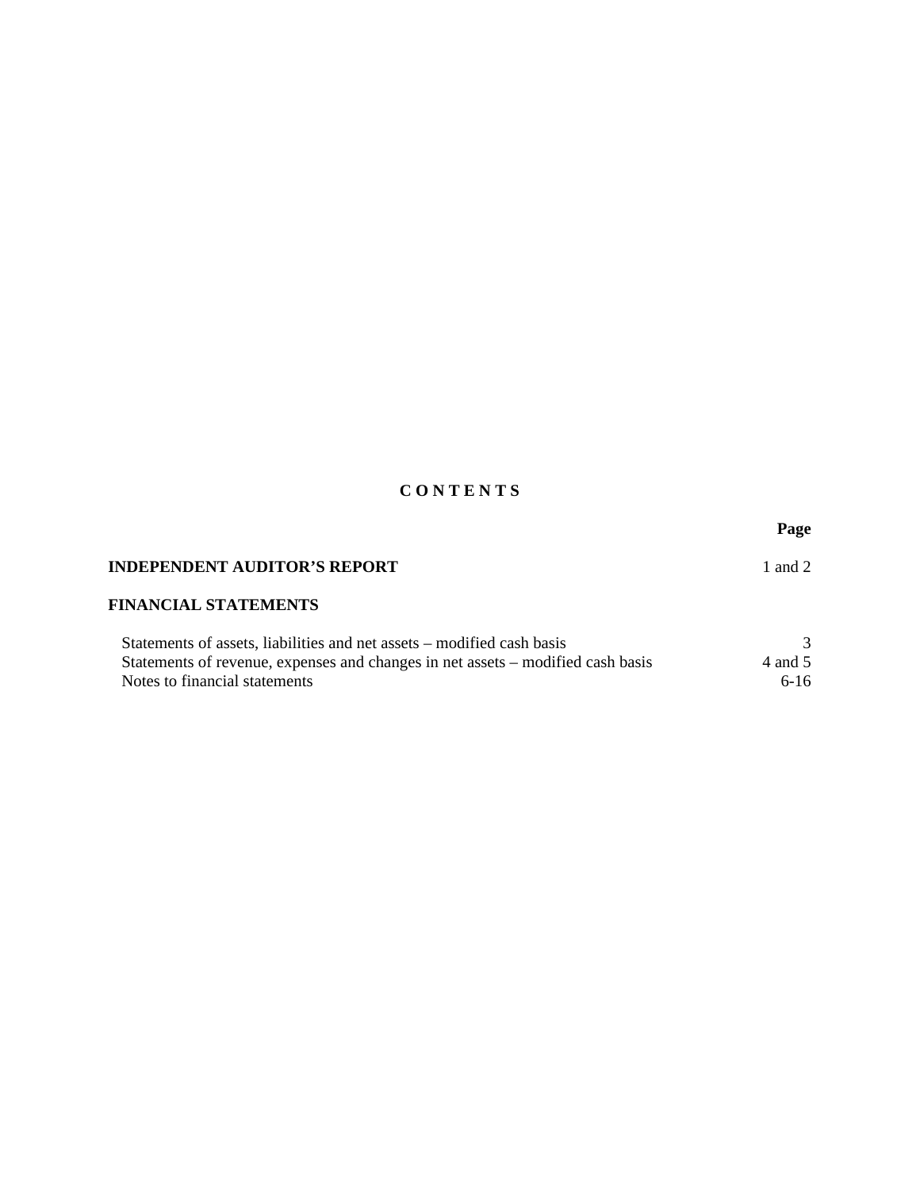# C O N T E N T S

| | Page |
|---|---|
| **INDEPENDENT AUDITOR'S REPORT** | 1 and 2 |
| **FINANCIAL STATEMENTS** | |
| Statements of assets, liabilities and net assets – modified cash basis | 3 |
| Statements of revenue, expenses and changes in net assets – modified cash basis | 4 and 5 |
| Notes to financial statements | 6-16 |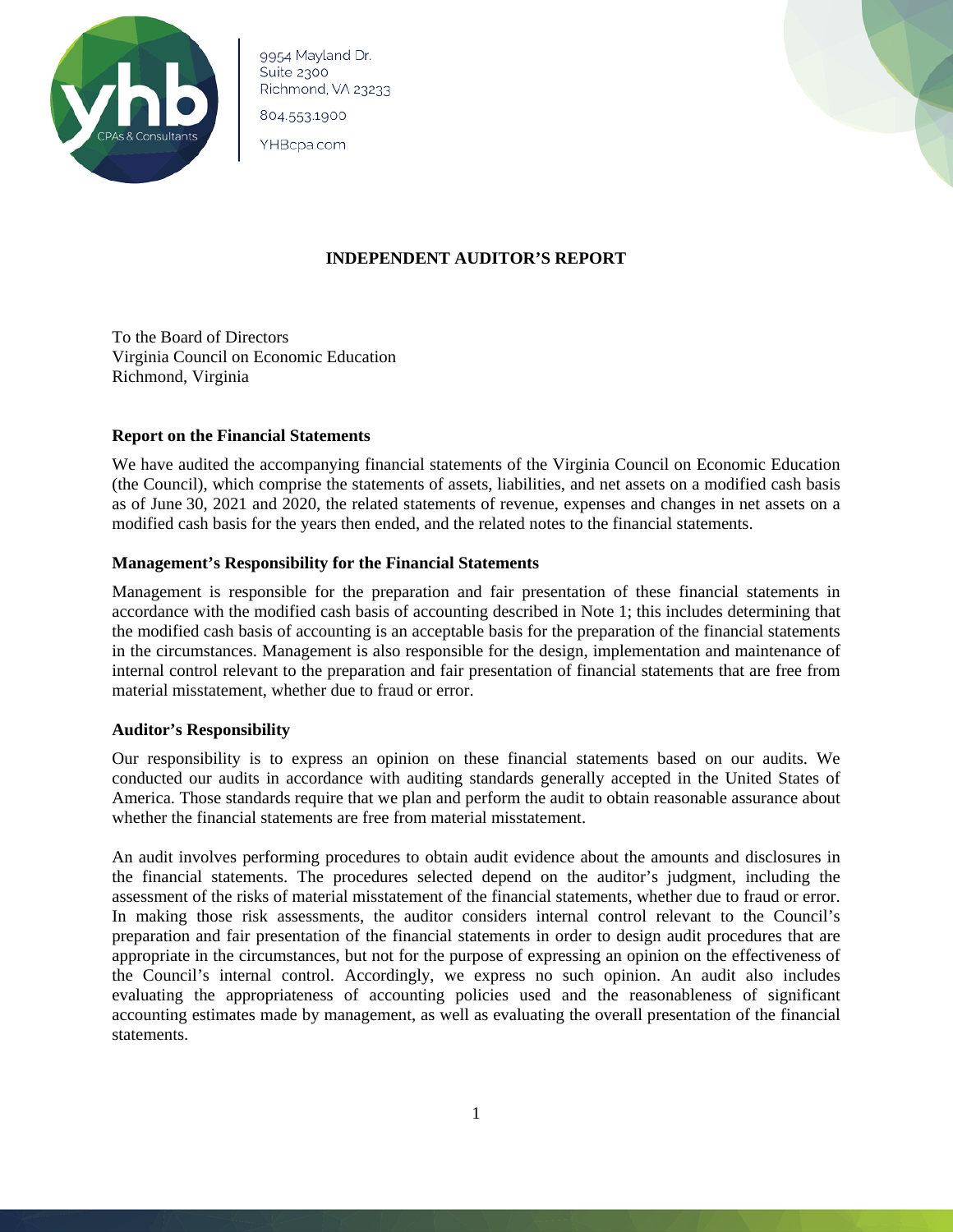yhb CPAs & Consultants

9954 Mayland Dr.
Suite 2300
Richmond, VA 23233

804.553.1900

YHBcpa.com

## INDEPENDENT AUDITOR'S REPORT

To the Board of Directors
Virginia Council on Economic Education
Richmond, Virginia

### Report on the Financial Statements

We have audited the accompanying financial statements of the Virginia Council on Economic Education (the Council), which comprise the statements of assets, liabilities, and net assets on a modified cash basis as of June 30, 2021 and 2020, the related statements of revenue, expenses and changes in net assets on a modified cash basis for the years then ended, and the related notes to the financial statements.

### Management's Responsibility for the Financial Statements

Management is responsible for the preparation and fair presentation of these financial statements in accordance with the modified cash basis of accounting described in Note 1; this includes determining that the modified cash basis of accounting is an acceptable basis for the preparation of the financial statements in the circumstances. Management is also responsible for the design, implementation and maintenance of internal control relevant to the preparation and fair presentation of financial statements that are free from material misstatement, whether due to fraud or error.

### Auditor's Responsibility

Our responsibility is to express an opinion on these financial statements based on our audits. We conducted our audits in accordance with auditing standards generally accepted in the United States of America. Those standards require that we plan and perform the audit to obtain reasonable assurance about whether the financial statements are free from material misstatement.

An audit involves performing procedures to obtain audit evidence about the amounts and disclosures in the financial statements. The procedures selected depend on the auditor's judgment, including the assessment of the risks of material misstatement of the financial statements, whether due to fraud or error. In making those risk assessments, the auditor considers internal control relevant to the Council's preparation and fair presentation of the financial statements in order to design audit procedures that are appropriate in the circumstances, but not for the purpose of expressing an opinion on the effectiveness of the Council's internal control. Accordingly, we express no such opinion. An audit also includes evaluating the appropriateness of accounting policies used and the reasonableness of significant accounting estimates made by management, as well as evaluating the overall presentation of the financial statements.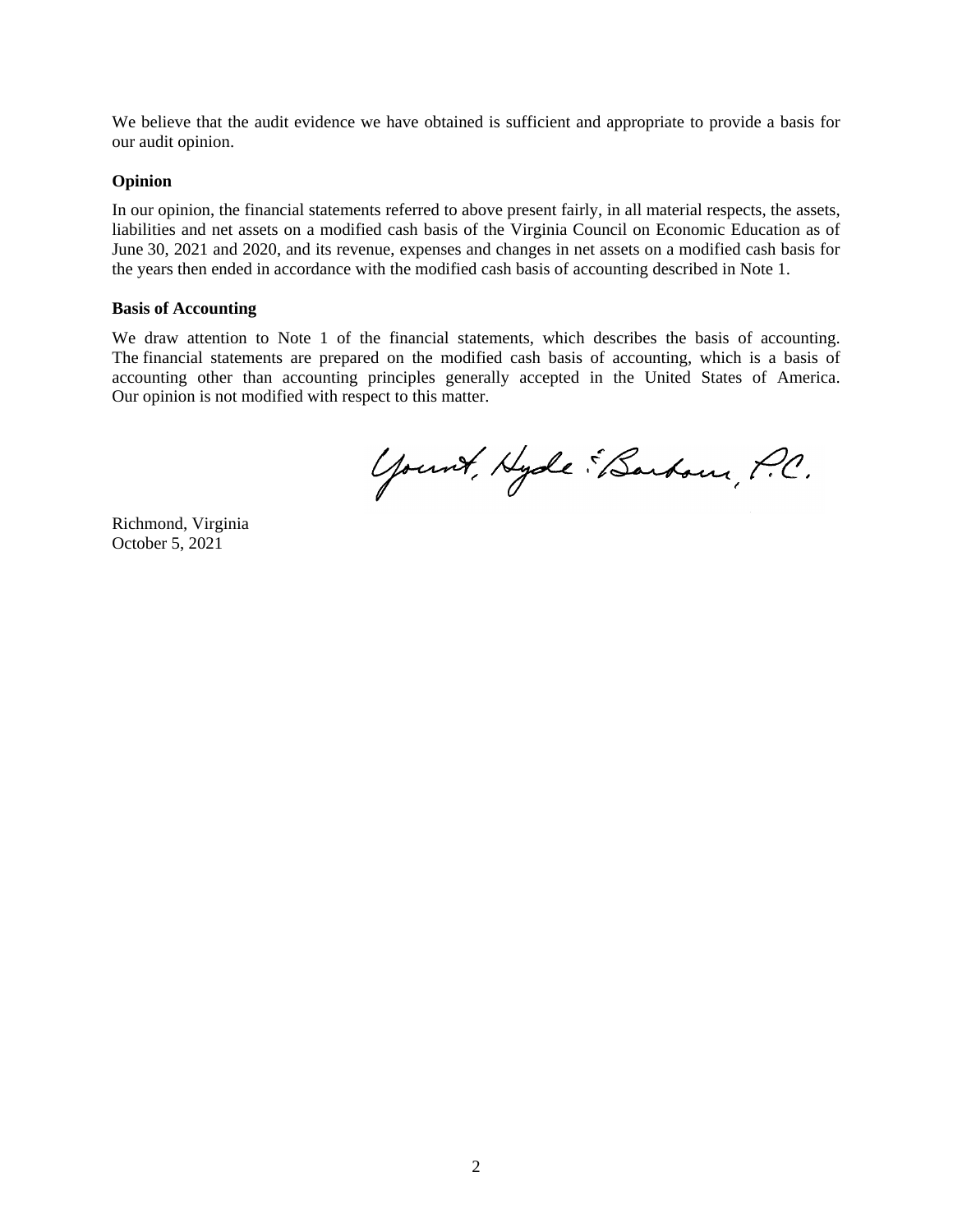We believe that the audit evidence we have obtained is sufficient and appropriate to provide a basis for our audit opinion.

**Opinion**

In our opinion, the financial statements referred to above present fairly, in all material respects, the assets, liabilities and net assets on a modified cash basis of the Virginia Council on Economic Education as of June 30, 2021 and 2020, and its revenue, expenses and changes in net assets on a modified cash basis for the years then ended in accordance with the modified cash basis of accounting described in Note 1.

**Basis of Accounting**

We draw attention to Note 1 of the financial statements, which describes the basis of accounting. The financial statements are prepared on the modified cash basis of accounting, which is a basis of accounting other than accounting principles generally accepted in the United States of America. Our opinion is not modified with respect to this matter.

Yount, Hyde & Barbour, P.C.

Richmond, Virginia
October 5, 2021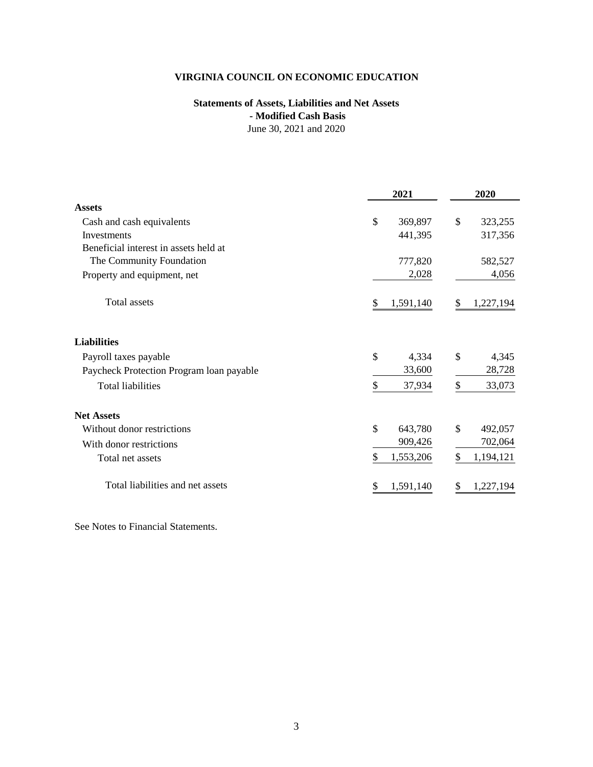# VIRGINIA COUNCIL ON ECONOMIC EDUCATION

## Statements of Assets, Liabilities and Net Assets - Modified Cash Basis

June 30, 2021 and 2020

| | 2021 | 2020 |
|---|---|---|
| **Assets** | | |
| Cash and cash equivalents | $ 369,897 | $ 323,255 |
| Investments | 441,395 | 317,356 |
| Beneficial interest in assets held at The Community Foundation | 777,820 | 582,527 |
| Property and equipment, net | 2,028 | 4,056 |
| Total assets | $ 1,591,140 | $ 1,227,194 |
| **Liabilities** | | |
| Payroll taxes payable | $ 4,334 | $ 4,345 |
| Paycheck Protection Program loan payable | 33,600 | 28,728 |
| Total liabilities | $ 37,934 | $ 33,073 |
| **Net Assets** | | |
| Without donor restrictions | $ 643,780 | $ 492,057 |
| With donor restrictions | 909,426 | 702,064 |
| Total net assets | $ 1,553,206 | $ 1,194,121 |
| Total liabilities and net assets | $ 1,591,140 | $ 1,227,194 |

See Notes to Financial Statements.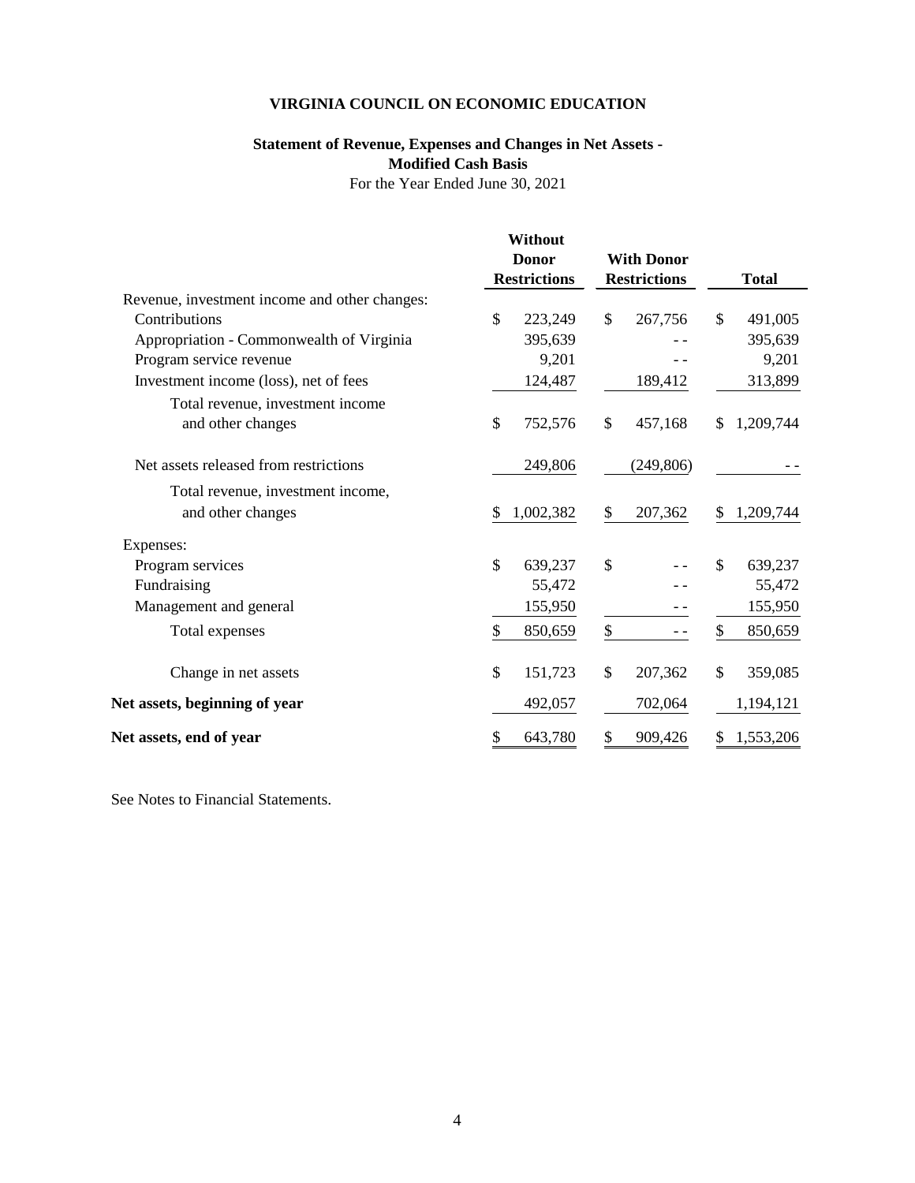# VIRGINIA COUNCIL ON ECONOMIC EDUCATION

## Statement of Revenue, Expenses and Changes in Net Assets - Modified Cash Basis

For the Year Ended June 30, 2021

| | Without Donor Restrictions | With Donor Restrictions | Total |
|---|---|---|---|
| Revenue, investment income and other changes: | | | |
| Contributions | $ 223,249 | $ 267,756 | $ 491,005 |
| Appropriation - Commonwealth of Virginia | 395,639 | - - | 395,639 |
| Program service revenue | 9,201 | - - | 9,201 |
| Investment income (loss), net of fees | 124,487 | 189,412 | 313,899 |
| Total revenue, investment income and other changes | $ 752,576 | $ 457,168 | $ 1,209,744 |
| Net assets released from restrictions | 249,806 | (249,806) | - - |
| Total revenue, investment income, and other changes | $ 1,002,382 | $ 207,362 | $ 1,209,744 |
| Expenses: | | | |
| Program services | $ 639,237 | $ - - | $ 639,237 |
| Fundraising | 55,472 | - - | 55,472 |
| Management and general | 155,950 | - - | 155,950 |
| Total expenses | $ 850,659 | $ - - | $ 850,659 |
| Change in net assets | $ 151,723 | $ 207,362 | $ 359,085 |
| **Net assets, beginning of year** | 492,057 | 702,064 | 1,194,121 |
| **Net assets, end of year** | $ 643,780 | $ 909,426 | $ 1,553,206 |

See Notes to Financial Statements.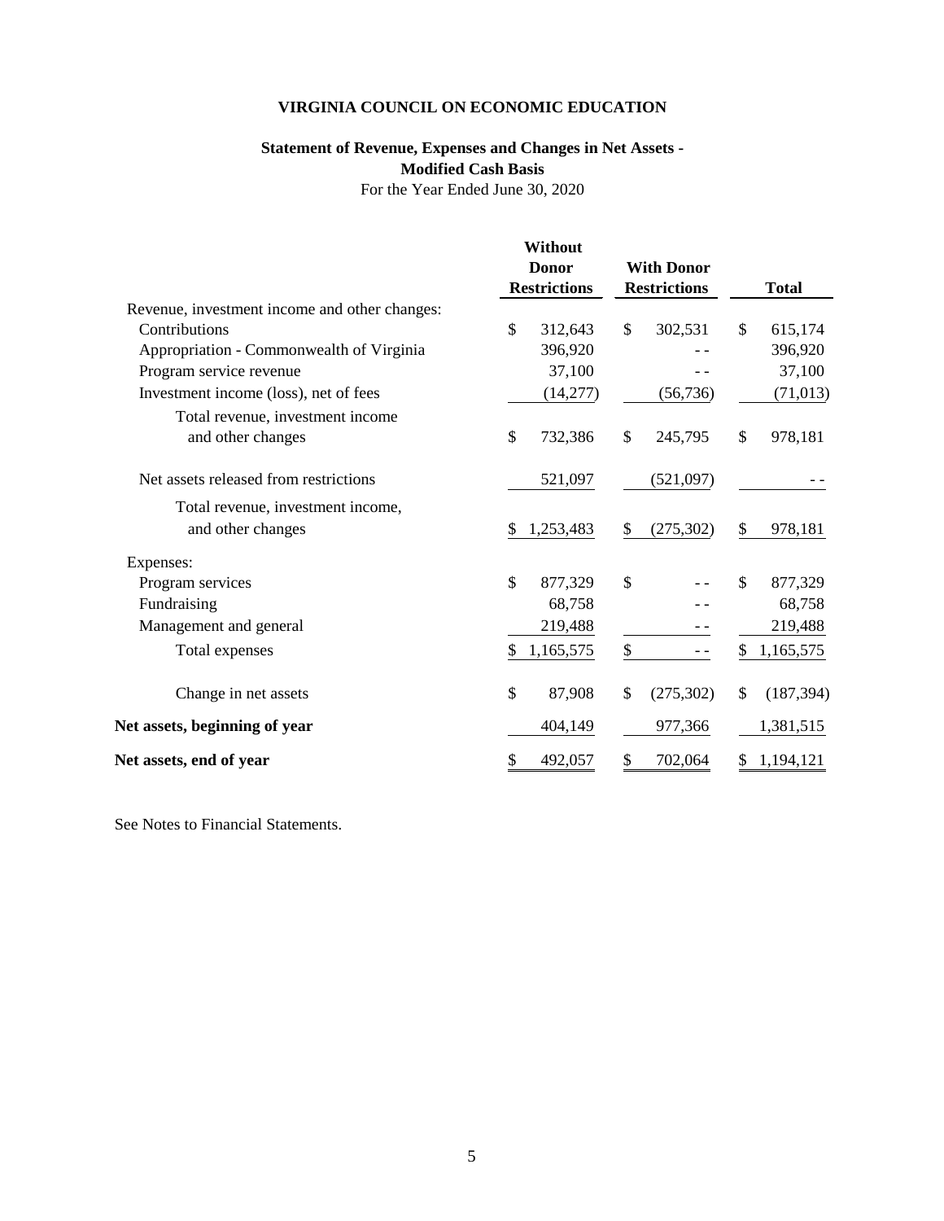**VIRGINIA COUNCIL ON ECONOMIC EDUCATION**

**Statement of Revenue, Expenses and Changes in Net Assets - Modified Cash Basis**

For the Year Ended June 30, 2020

| | Without Donor Restrictions | With Donor Restrictions | Total |
|---|---|---|---|
| Revenue, investment income and other changes: | | | |
| Contributions | $ 312,643 | $ 302,531 | $ 615,174 |
| Appropriation - Commonwealth of Virginia | 396,920 | - - | 396,920 |
| Program service revenue | 37,100 | - - | 37,100 |
| Investment income (loss), net of fees | (14,277) | (56,736) | (71,013) |
| Total revenue, investment income and other changes | $ 732,386 | $ 245,795 | $ 978,181 |
| Net assets released from restrictions | 521,097 | (521,097) | - - |
| Total revenue, investment income, and other changes | $ 1,253,483 | $ (275,302) | $ 978,181 |
| Expenses: | | | |
| Program services | $ 877,329 | $ - - | $ 877,329 |
| Fundraising | 68,758 | - - | 68,758 |
| Management and general | 219,488 | - - | 219,488 |
| Total expenses | $ 1,165,575 | $ - - | $ 1,165,575 |
| Change in net assets | $ 87,908 | $ (275,302) | $ (187,394) |
| **Net assets, beginning of year** | 404,149 | 977,366 | 1,381,515 |
| **Net assets, end of year** | $ 492,057 | $ 702,064 | $ 1,194,121 |

See Notes to Financial Statements.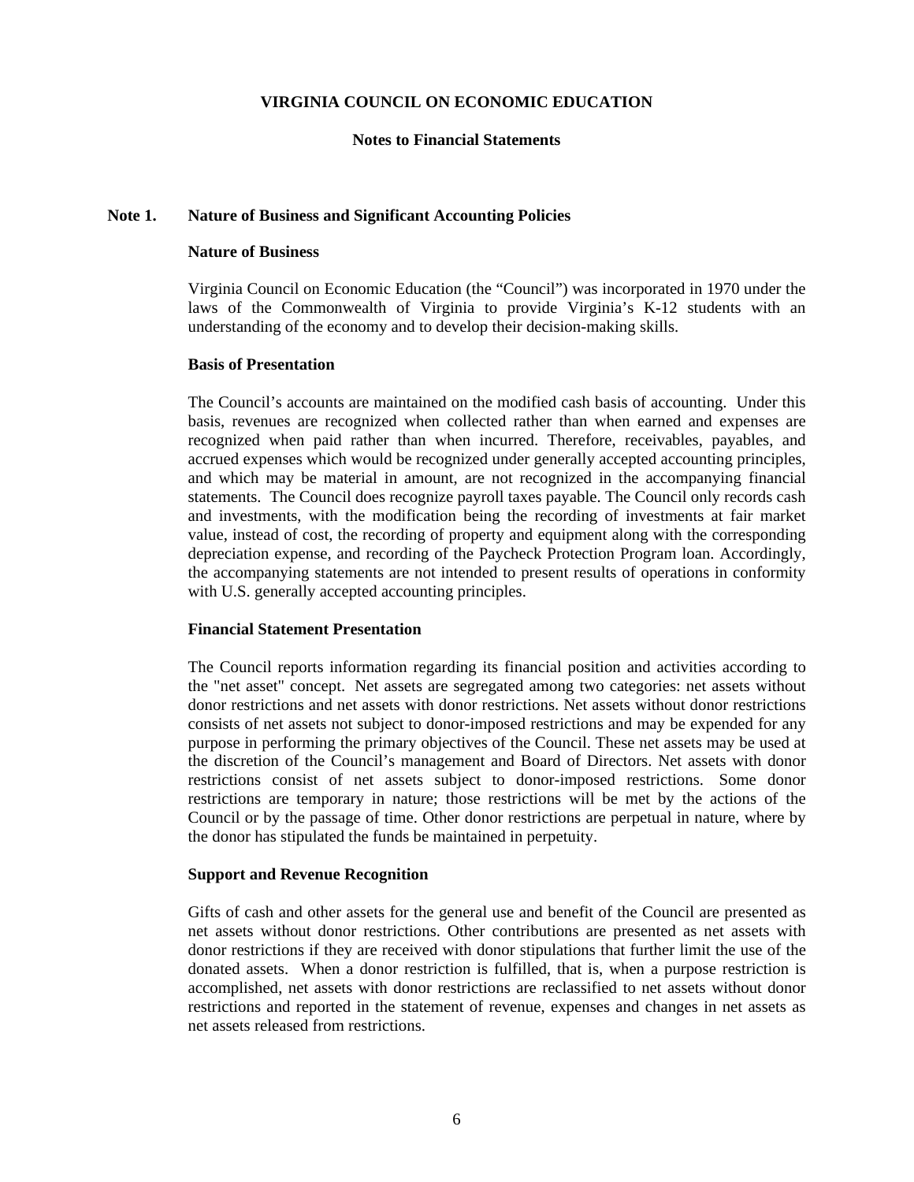# VIRGINIA COUNCIL ON ECONOMIC EDUCATION

## Notes to Financial Statements

### Note 1. Nature of Business and Significant Accounting Policies

**Nature of Business**

Virginia Council on Economic Education (the "Council") was incorporated in 1970 under the laws of the Commonwealth of Virginia to provide Virginia's K-12 students with an understanding of the economy and to develop their decision-making skills.

**Basis of Presentation**

The Council's accounts are maintained on the modified cash basis of accounting. Under this basis, revenues are recognized when collected rather than when earned and expenses are recognized when paid rather than when incurred. Therefore, receivables, payables, and accrued expenses which would be recognized under generally accepted accounting principles, and which may be material in amount, are not recognized in the accompanying financial statements. The Council does recognize payroll taxes payable. The Council only records cash and investments, with the modification being the recording of investments at fair market value, instead of cost, the recording of property and equipment along with the corresponding depreciation expense, and recording of the Paycheck Protection Program loan. Accordingly, the accompanying statements are not intended to present results of operations in conformity with U.S. generally accepted accounting principles.

**Financial Statement Presentation**

The Council reports information regarding its financial position and activities according to the "net asset" concept. Net assets are segregated among two categories: net assets without donor restrictions and net assets with donor restrictions. Net assets without donor restrictions consists of net assets not subject to donor-imposed restrictions and may be expended for any purpose in performing the primary objectives of the Council. These net assets may be used at the discretion of the Council's management and Board of Directors. Net assets with donor restrictions consist of net assets subject to donor-imposed restrictions. Some donor restrictions are temporary in nature; those restrictions will be met by the actions of the Council or by the passage of time. Other donor restrictions are perpetual in nature, where by the donor has stipulated the funds be maintained in perpetuity.

**Support and Revenue Recognition**

Gifts of cash and other assets for the general use and benefit of the Council are presented as net assets without donor restrictions. Other contributions are presented as net assets with donor restrictions if they are received with donor stipulations that further limit the use of the donated assets. When a donor restriction is fulfilled, that is, when a purpose restriction is accomplished, net assets with donor restrictions are reclassified to net assets without donor restrictions and reported in the statement of revenue, expenses and changes in net assets as net assets released from restrictions.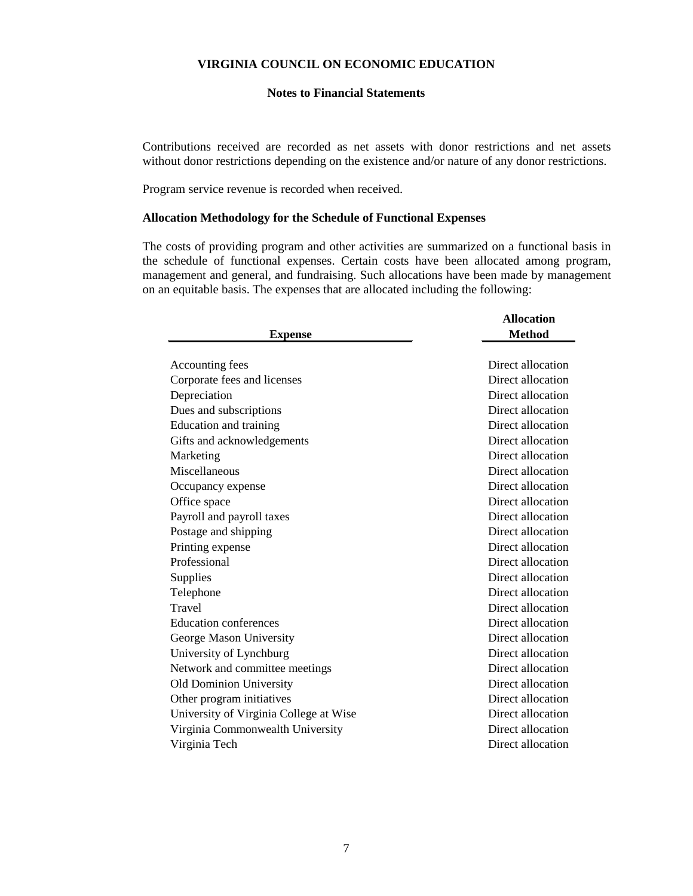# VIRGINIA COUNCIL ON ECONOMIC EDUCATION

## Notes to Financial Statements

Contributions received are recorded as net assets with donor restrictions and net assets without donor restrictions depending on the existence and/or nature of any donor restrictions.

Program service revenue is recorded when received.

### Allocation Methodology for the Schedule of Functional Expenses

The costs of providing program and other activities are summarized on a functional basis in the schedule of functional expenses. Certain costs have been allocated among program, management and general, and fundraising. Such allocations have been made by management on an equitable basis. The expenses that are allocated including the following:

| Expense | Allocation Method |
|---|---|
| Accounting fees | Direct allocation |
| Corporate fees and licenses | Direct allocation |
| Depreciation | Direct allocation |
| Dues and subscriptions | Direct allocation |
| Education and training | Direct allocation |
| Gifts and acknowledgements | Direct allocation |
| Marketing | Direct allocation |
| Miscellaneous | Direct allocation |
| Occupancy expense | Direct allocation |
| Office space | Direct allocation |
| Payroll and payroll taxes | Direct allocation |
| Postage and shipping | Direct allocation |
| Printing expense | Direct allocation |
| Professional | Direct allocation |
| Supplies | Direct allocation |
| Telephone | Direct allocation |
| Travel | Direct allocation |
| Education conferences | Direct allocation |
| George Mason University | Direct allocation |
| University of Lynchburg | Direct allocation |
| Network and committee meetings | Direct allocation |
| Old Dominion University | Direct allocation |
| Other program initiatives | Direct allocation |
| University of Virginia College at Wise | Direct allocation |
| Virginia Commonwealth University | Direct allocation |
| Virginia Tech | Direct allocation |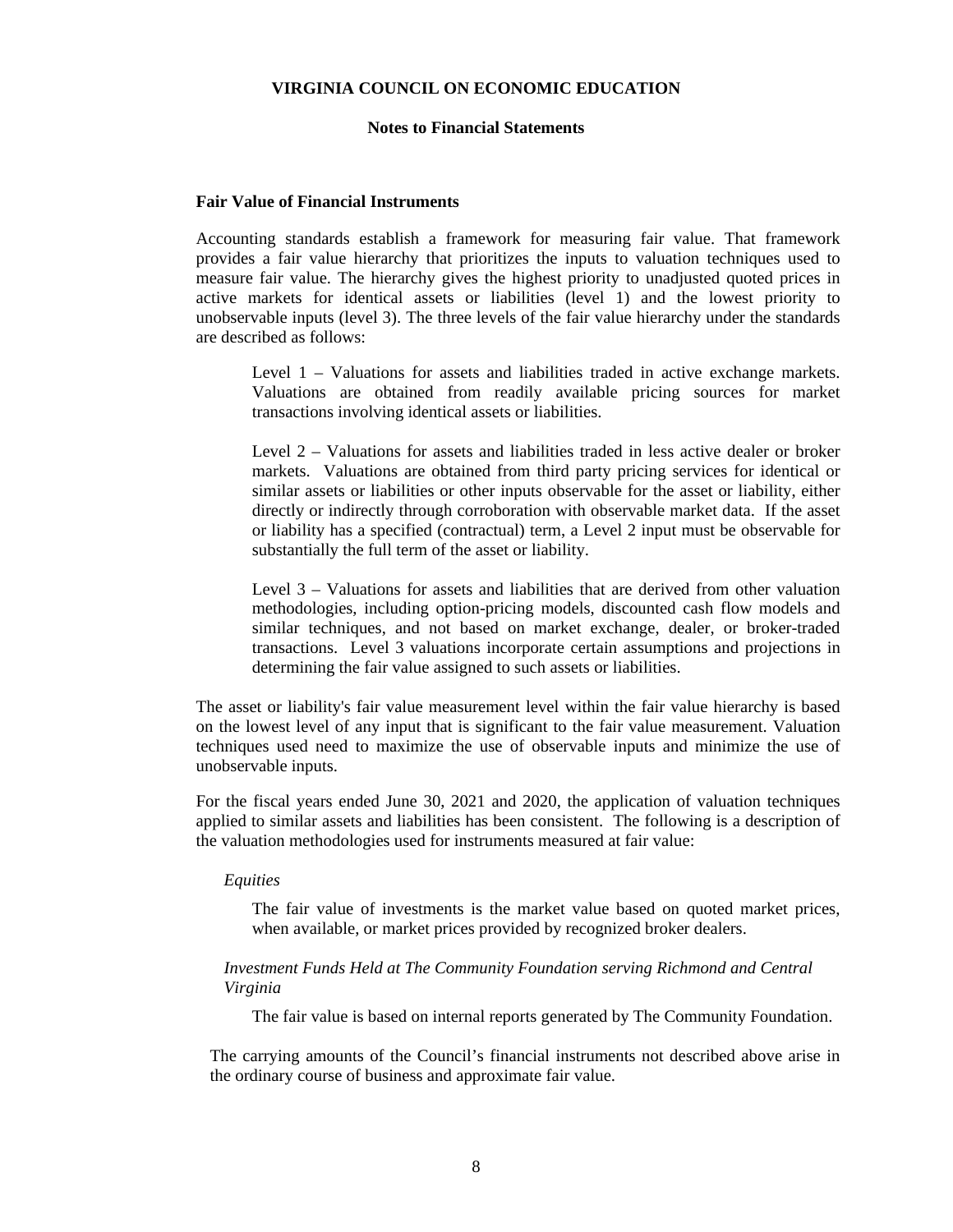# VIRGINIA COUNCIL ON ECONOMIC EDUCATION

## Notes to Financial Statements

### Fair Value of Financial Instruments

Accounting standards establish a framework for measuring fair value. That framework provides a fair value hierarchy that prioritizes the inputs to valuation techniques used to measure fair value. The hierarchy gives the highest priority to unadjusted quoted prices in active markets for identical assets or liabilities (level 1) and the lowest priority to unobservable inputs (level 3). The three levels of the fair value hierarchy under the standards are described as follows:

> Level 1 – Valuations for assets and liabilities traded in active exchange markets. Valuations are obtained from readily available pricing sources for market transactions involving identical assets or liabilities.
>
> Level 2 – Valuations for assets and liabilities traded in less active dealer or broker markets. Valuations are obtained from third party pricing services for identical or similar assets or liabilities or other inputs observable for the asset or liability, either directly or indirectly through corroboration with observable market data. If the asset or liability has a specified (contractual) term, a Level 2 input must be observable for substantially the full term of the asset or liability.
>
> Level 3 – Valuations for assets and liabilities that are derived from other valuation methodologies, including option-pricing models, discounted cash flow models and similar techniques, and not based on market exchange, dealer, or broker-traded transactions. Level 3 valuations incorporate certain assumptions and projections in determining the fair value assigned to such assets or liabilities.

The asset or liability's fair value measurement level within the fair value hierarchy is based on the lowest level of any input that is significant to the fair value measurement. Valuation techniques used need to maximize the use of observable inputs and minimize the use of unobservable inputs.

For the fiscal years ended June 30, 2021 and 2020, the application of valuation techniques applied to similar assets and liabilities has been consistent. The following is a description of the valuation methodologies used for instruments measured at fair value:

*Equities*

The fair value of investments is the market value based on quoted market prices, when available, or market prices provided by recognized broker dealers.

*Investment Funds Held at The Community Foundation serving Richmond and Central Virginia*

The fair value is based on internal reports generated by The Community Foundation.

The carrying amounts of the Council's financial instruments not described above arise in the ordinary course of business and approximate fair value.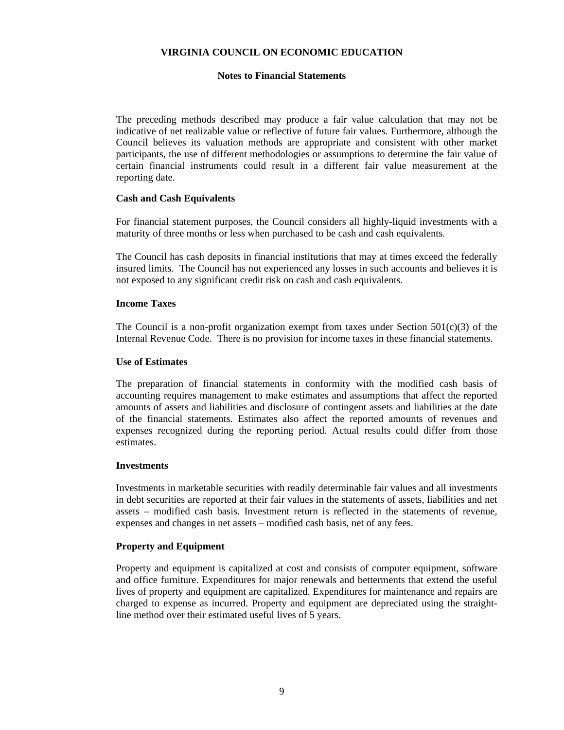The preceding methods described may produce a fair value calculation that may not be indicative of net realizable value or reflective of future fair values. Furthermore, although the Council believes its valuation methods are appropriate and consistent with other market participants, the use of different methodologies or assumptions to determine the fair value of certain financial instruments could result in a different fair value measurement at the reporting date.

**Cash and Cash Equivalents**

For financial statement purposes, the Council considers all highly-liquid investments with a maturity of three months or less when purchased to be cash and cash equivalents.

The Council has cash deposits in financial institutions that may at times exceed the federally insured limits. The Council has not experienced any losses in such accounts and believes it is not exposed to any significant credit risk on cash and cash equivalents.

**Income Taxes**

The Council is a non-profit organization exempt from taxes under Section 501(c)(3) of the Internal Revenue Code. There is no provision for income taxes in these financial statements.

**Use of Estimates**

The preparation of financial statements in conformity with the modified cash basis of accounting requires management to make estimates and assumptions that affect the reported amounts of assets and liabilities and disclosure of contingent assets and liabilities at the date of the financial statements. Estimates also affect the reported amounts of revenues and expenses recognized during the reporting period. Actual results could differ from those estimates.

**Investments**

Investments in marketable securities with readily determinable fair values and all investments in debt securities are reported at their fair values in the statements of assets, liabilities and net assets – modified cash basis. Investment return is reflected in the statements of revenue, expenses and changes in net assets – modified cash basis, net of any fees.

**Property and Equipment**

Property and equipment is capitalized at cost and consists of computer equipment, software and office furniture. Expenditures for major renewals and betterments that extend the useful lives of property and equipment are capitalized. Expenditures for maintenance and repairs are charged to expense as incurred. Property and equipment are depreciated using the straight-line method over their estimated useful lives of 5 years.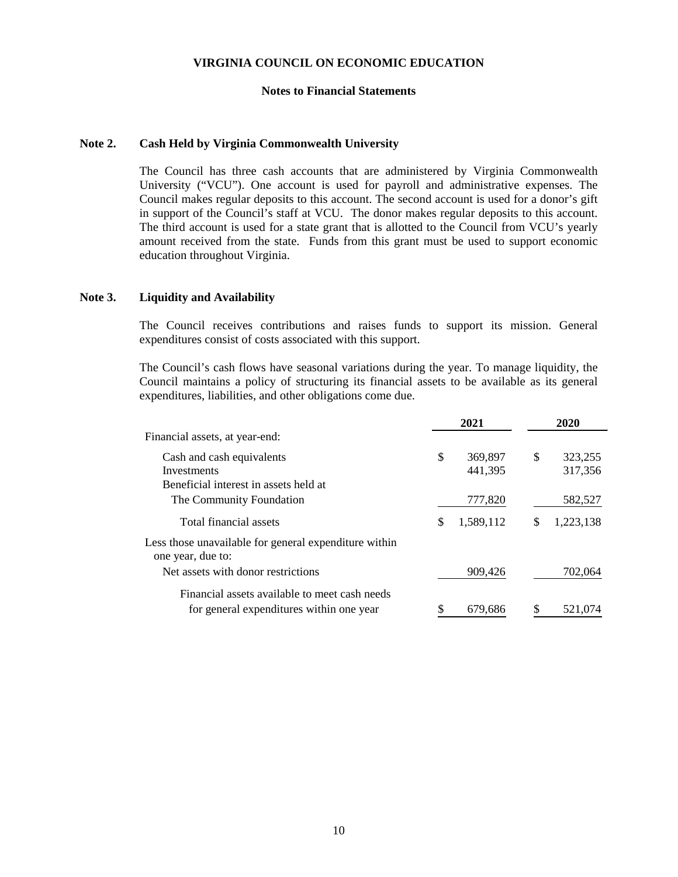**VIRGINIA COUNCIL ON ECONOMIC EDUCATION**

**Notes to Financial Statements**

## Note 2. Cash Held by Virginia Commonwealth University

The Council has three cash accounts that are administered by Virginia Commonwealth University ("VCU"). One account is used for payroll and administrative expenses. The Council makes regular deposits to this account. The second account is used for a donor's gift in support of the Council's staff at VCU. The donor makes regular deposits to this account. The third account is used for a state grant that is allotted to the Council from VCU's yearly amount received from the state. Funds from this grant must be used to support economic education throughout Virginia.

## Note 3. Liquidity and Availability

The Council receives contributions and raises funds to support its mission. General expenditures consist of costs associated with this support.

The Council's cash flows have seasonal variations during the year. To manage liquidity, the Council maintains a policy of structuring its financial assets to be available as its general expenditures, liabilities, and other obligations come due.

| | 2021 | 2020 |
|---|---|---|
| Financial assets, at year-end: | | |
| Cash and cash equivalents | $ 369,897 | $ 323,255 |
| Investments | 441,395 | 317,356 |
| Beneficial interest in assets held at The Community Foundation | 777,820 | 582,527 |
| Total financial assets | $ 1,589,112 | $ 1,223,138 |
| Less those unavailable for general expenditure within one year, due to: | | |
| Net assets with donor restrictions | 909,426 | 702,064 |
| Financial assets available to meet cash needs for general expenditures within one year | $ 679,686 | $ 521,074 |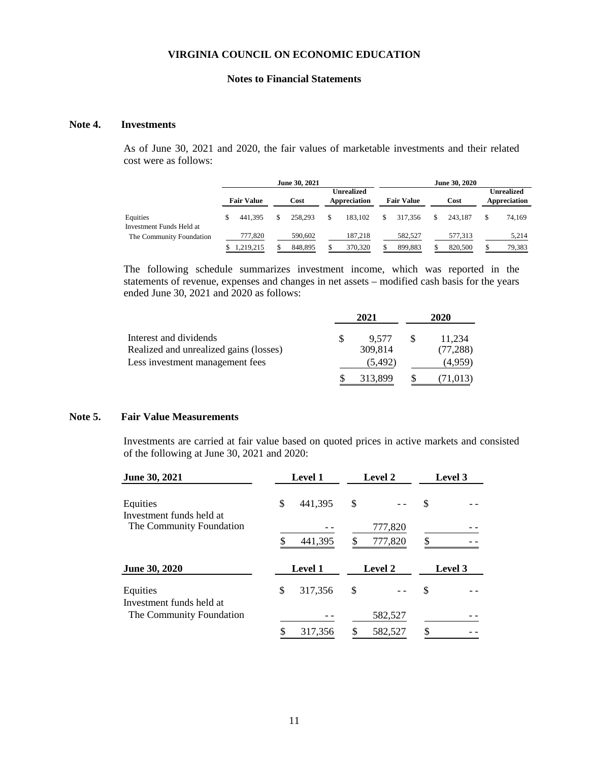VIRGINIA COUNCIL ON ECONOMIC EDUCATION

Notes to Financial Statements

## Note 4. Investments

As of June 30, 2021 and 2020, the fair values of marketable investments and their related cost were as follows:

| | June 30, 2021 | | | June 30, 2020 | | |
|---|---|---|---|---|---|---|
| | Fair Value | Cost | Unrealized Appreciation | Fair Value | Cost | Unrealized Appreciation |
| Equities | $ 441,395 | $ 258,293 | $ 183,102 | $ 317,356 | $ 243,187 | $ 74,169 |
| Investment Funds Held at The Community Foundation | 777,820 | 590,602 | 187,218 | 582,527 | 577,313 | 5,214 |
| | $ 1,219,215 | $ 848,895 | $ 370,320 | $ 899,883 | $ 820,500 | $ 79,383 |

The following schedule summarizes investment income, which was reported in the statements of revenue, expenses and changes in net assets – modified cash basis for the years ended June 30, 2021 and 2020 as follows:

| | 2021 | 2020 |
|---|---|---|
| Interest and dividends | $ 9,577 | $ 11,234 |
| Realized and unrealized gains (losses) | 309,814 | (77,288) |
| Less investment management fees | (5,492) | (4,959) |
| | $ 313,899 | $ (71,013) |

## Note 5. Fair Value Measurements

Investments are carried at fair value based on quoted prices in active markets and consisted of the following at June 30, 2021 and 2020:

| June 30, 2021 | Level 1 | Level 2 | Level 3 |
|---|---|---|---|
| Equities | $ 441,395 | $ -- | $ -- |
| Investment funds held at The Community Foundation | -- | 777,820 | -- |
| | $ 441,395 | $ 777,820 | $ -- |

| June 30, 2020 | Level 1 | Level 2 | Level 3 |
|---|---|---|---|
| Equities | $ 317,356 | $ -- | $ -- |
| Investment funds held at The Community Foundation | -- | 582,527 | -- |
| | $ 317,356 | $ 582,527 | $ -- |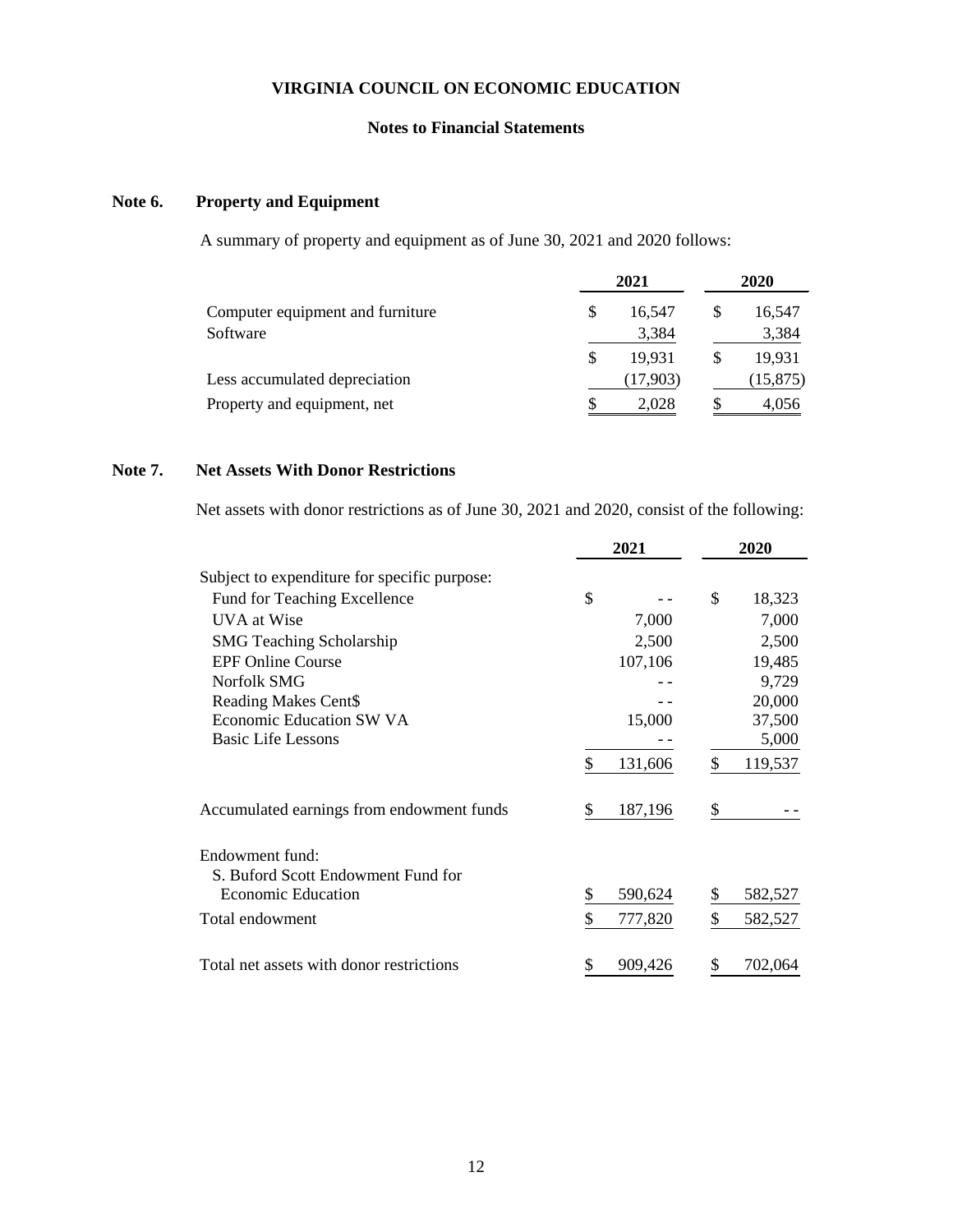# VIRGINIA COUNCIL ON ECONOMIC EDUCATION

## Notes to Financial Statements

### Note 6. Property and Equipment

A summary of property and equipment as of June 30, 2021 and 2020 follows:

| | 2021 | 2020 |
|---|---|---|
| Computer equipment and furniture | $ 16,547 | $ 16,547 |
| Software | 3,384 | 3,384 |
| | $ 19,931 | $ 19,931 |
| Less accumulated depreciation | (17,903) | (15,875) |
| Property and equipment, net | $ 2,028 | $ 4,056 |

### Note 7. Net Assets With Donor Restrictions

Net assets with donor restrictions as of June 30, 2021 and 2020, consist of the following:

| | 2021 | 2020 |
|---|---|---|
| Subject to expenditure for specific purpose: | | |
| Fund for Teaching Excellence | $ - - | $ 18,323 |
| UVA at Wise | 7,000 | 7,000 |
| SMG Teaching Scholarship | 2,500 | 2,500 |
| EPF Online Course | 107,106 | 19,485 |
| Norfolk SMG | - - | 9,729 |
| Reading Makes Cent$ | - - | 20,000 |
| Economic Education SW VA | 15,000 | 37,500 |
| Basic Life Lessons | - - | 5,000 |
| | $ 131,606 | $ 119,537 |
| Accumulated earnings from endowment funds | $ 187,196 | $ - - |
| Endowment fund: | | |
| S. Buford Scott Endowment Fund for Economic Education | $ 590,624 | $ 582,527 |
| Total endowment | $ 777,820 | $ 582,527 |
| Total net assets with donor restrictions | $ 909,426 | $ 702,064 |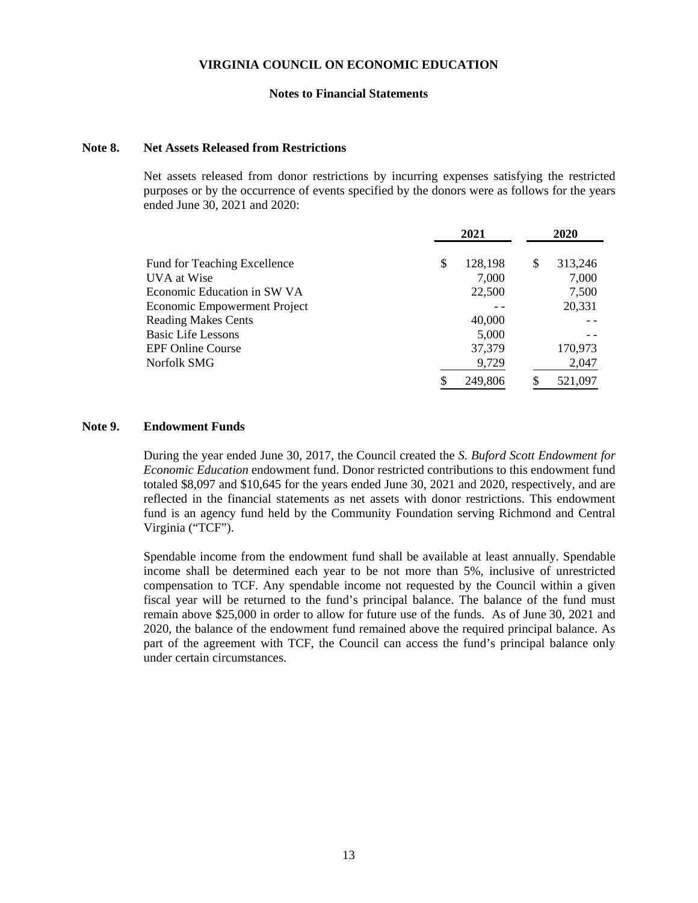# VIRGINIA COUNCIL ON ECONOMIC EDUCATION

## Notes to Financial Statements

### Note 8. Net Assets Released from Restrictions

Net assets released from donor restrictions by incurring expenses satisfying the restricted purposes or by the occurrence of events specified by the donors were as follows for the years ended June 30, 2021 and 2020:

| | 2021 | 2020 |
|---|---|---|
| Fund for Teaching Excellence | $ 128,198 | $ 313,246 |
| UVA at Wise | 7,000 | 7,000 |
| Economic Education in SW VA | 22,500 | 7,500 |
| Economic Empowerment Project | - - | 20,331 |
| Reading Makes Cents | 40,000 | - - |
| Basic Life Lessons | 5,000 | - - |
| EPF Online Course | 37,379 | 170,973 |
| Norfolk SMG | 9,729 | 2,047 |
| | $ 249,806 | $ 521,097 |

### Note 9. Endowment Funds

During the year ended June 30, 2017, the Council created the *S. Buford Scott Endowment for Economic Education* endowment fund. Donor restricted contributions to this endowment fund totaled $8,097 and $10,645 for the years ended June 30, 2021 and 2020, respectively, and are reflected in the financial statements as net assets with donor restrictions. This endowment fund is an agency fund held by the Community Foundation serving Richmond and Central Virginia ("TCF").

Spendable income from the endowment fund shall be available at least annually. Spendable income shall be determined each year to be not more than 5%, inclusive of unrestricted compensation to TCF. Any spendable income not requested by the Council within a given fiscal year will be returned to the fund's principal balance. The balance of the fund must remain above $25,000 in order to allow for future use of the funds. As of June 30, 2021 and 2020, the balance of the endowment fund remained above the required principal balance. As part of the agreement with TCF, the Council can access the fund's principal balance only under certain circumstances.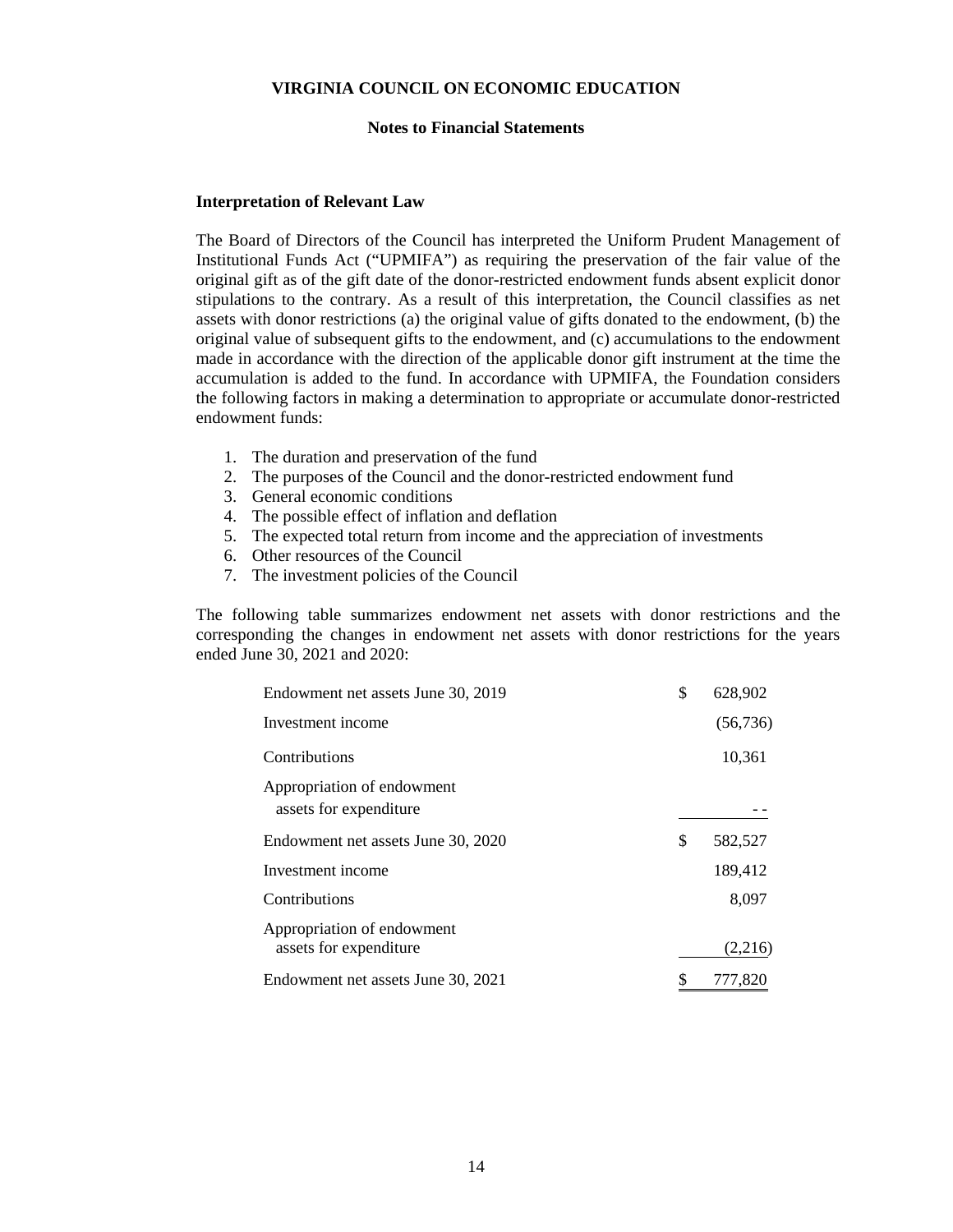**VIRGINIA COUNCIL ON ECONOMIC EDUCATION**

**Notes to Financial Statements**

**Interpretation of Relevant Law**

The Board of Directors of the Council has interpreted the Uniform Prudent Management of Institutional Funds Act ("UPMIFA") as requiring the preservation of the fair value of the original gift as of the gift date of the donor-restricted endowment funds absent explicit donor stipulations to the contrary. As a result of this interpretation, the Council classifies as net assets with donor restrictions (a) the original value of gifts donated to the endowment, (b) the original value of subsequent gifts to the endowment, and (c) accumulations to the endowment made in accordance with the direction of the applicable donor gift instrument at the time the accumulation is added to the fund. In accordance with UPMIFA, the Foundation considers the following factors in making a determination to appropriate or accumulate donor-restricted endowment funds:

1. The duration and preservation of the fund
2. The purposes of the Council and the donor-restricted endowment fund
3. General economic conditions
4. The possible effect of inflation and deflation
5. The expected total return from income and the appreciation of investments
6. Other resources of the Council
7. The investment policies of the Council

The following table summarizes endowment net assets with donor restrictions and the corresponding the changes in endowment net assets with donor restrictions for the years ended June 30, 2021 and 2020:

| | |
|---|---|
| Endowment net assets June 30, 2019 | $ 628,902 |
| Investment income | (56,736) |
| Contributions | 10,361 |
| Appropriation of endowment assets for expenditure | - - |
| Endowment net assets June 30, 2020 | $ 582,527 |
| Investment income | 189,412 |
| Contributions | 8,097 |
| Appropriation of endowment assets for expenditure | (2,216) |
| Endowment net assets June 30, 2021 | $ 777,820 |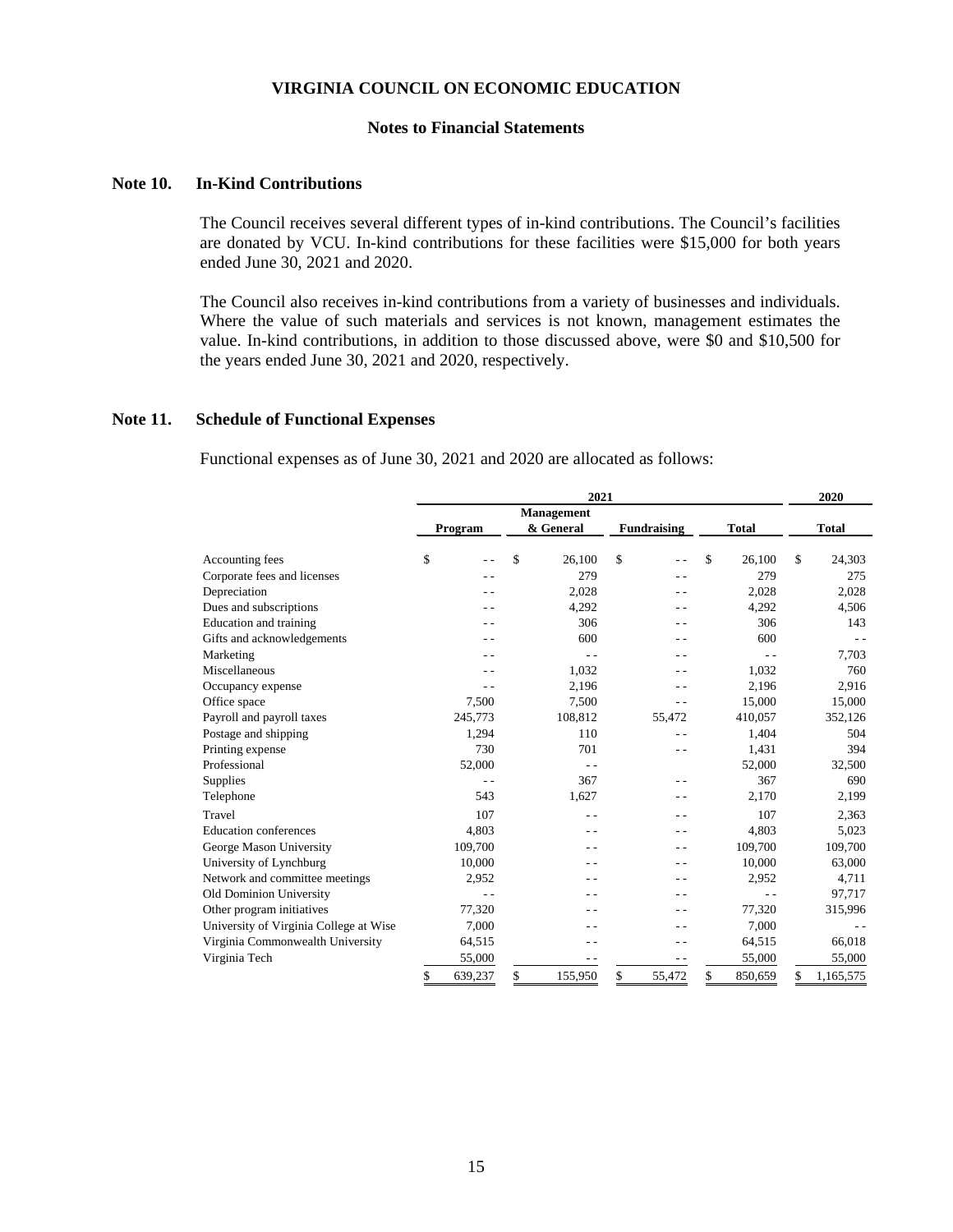# VIRGINIA COUNCIL ON ECONOMIC EDUCATION

## Notes to Financial Statements

### Note 10. In-Kind Contributions

The Council receives several different types of in-kind contributions. The Council's facilities are donated by VCU. In-kind contributions for these facilities were $15,000 for both years ended June 30, 2021 and 2020.

The Council also receives in-kind contributions from a variety of businesses and individuals. Where the value of such materials and services is not known, management estimates the value. In-kind contributions, in addition to those discussed above, were $0 and $10,500 for the years ended June 30, 2021 and 2020, respectively.

### Note 11. Schedule of Functional Expenses

Functional expenses as of June 30, 2021 and 2020 are allocated as follows:

| | 2021 | | | | 2020 |
|---|---|---|---|---|---|
| | Program | Management & General | Fundraising | Total | Total |
| Accounting fees | $ - - | $ 26,100 | $ - - | $ 26,100 | $ 24,303 |
| Corporate fees and licenses | - - | 279 | - - | 279 | 275 |
| Depreciation | - - | 2,028 | - - | 2,028 | 2,028 |
| Dues and subscriptions | - - | 4,292 | - - | 4,292 | 4,506 |
| Education and training | - - | 306 | - - | 306 | 143 |
| Gifts and acknowledgements | - - | 600 | - - | 600 | - - |
| Marketing | - - | - - | - - | - - | 7,703 |
| Miscellaneous | - - | 1,032 | - - | 1,032 | 760 |
| Occupancy expense | - - | 2,196 | - - | 2,196 | 2,916 |
| Office space | 7,500 | 7,500 | - - | 15,000 | 15,000 |
| Payroll and payroll taxes | 245,773 | 108,812 | 55,472 | 410,057 | 352,126 |
| Postage and shipping | 1,294 | 110 | - - | 1,404 | 504 |
| Printing expense | 730 | 701 | - - | 1,431 | 394 |
| Professional | 52,000 | - - | | 52,000 | 32,500 |
| Supplies | - - | 367 | - - | 367 | 690 |
| Telephone | 543 | 1,627 | - - | 2,170 | 2,199 |
| Travel | 107 | - - | - - | 107 | 2,363 |
| Education conferences | 4,803 | - - | - - | 4,803 | 5,023 |
| George Mason University | 109,700 | - - | - - | 109,700 | 109,700 |
| University of Lynchburg | 10,000 | - - | - - | 10,000 | 63,000 |
| Network and committee meetings | 2,952 | - - | - - | 2,952 | 4,711 |
| Old Dominion University | - - | - - | - - | - - | 97,717 |
| Other program initiatives | 77,320 | - - | - - | 77,320 | 315,996 |
| University of Virginia College at Wise | 7,000 | - - | - - | 7,000 | - - |
| Virginia Commonwealth University | 64,515 | - - | - - | 64,515 | 66,018 |
| Virginia Tech | 55,000 | - - | - - | 55,000 | 55,000 |
| | $ 639,237 | $ 155,950 | $ 55,472 | $ 850,659 | $ 1,165,575 |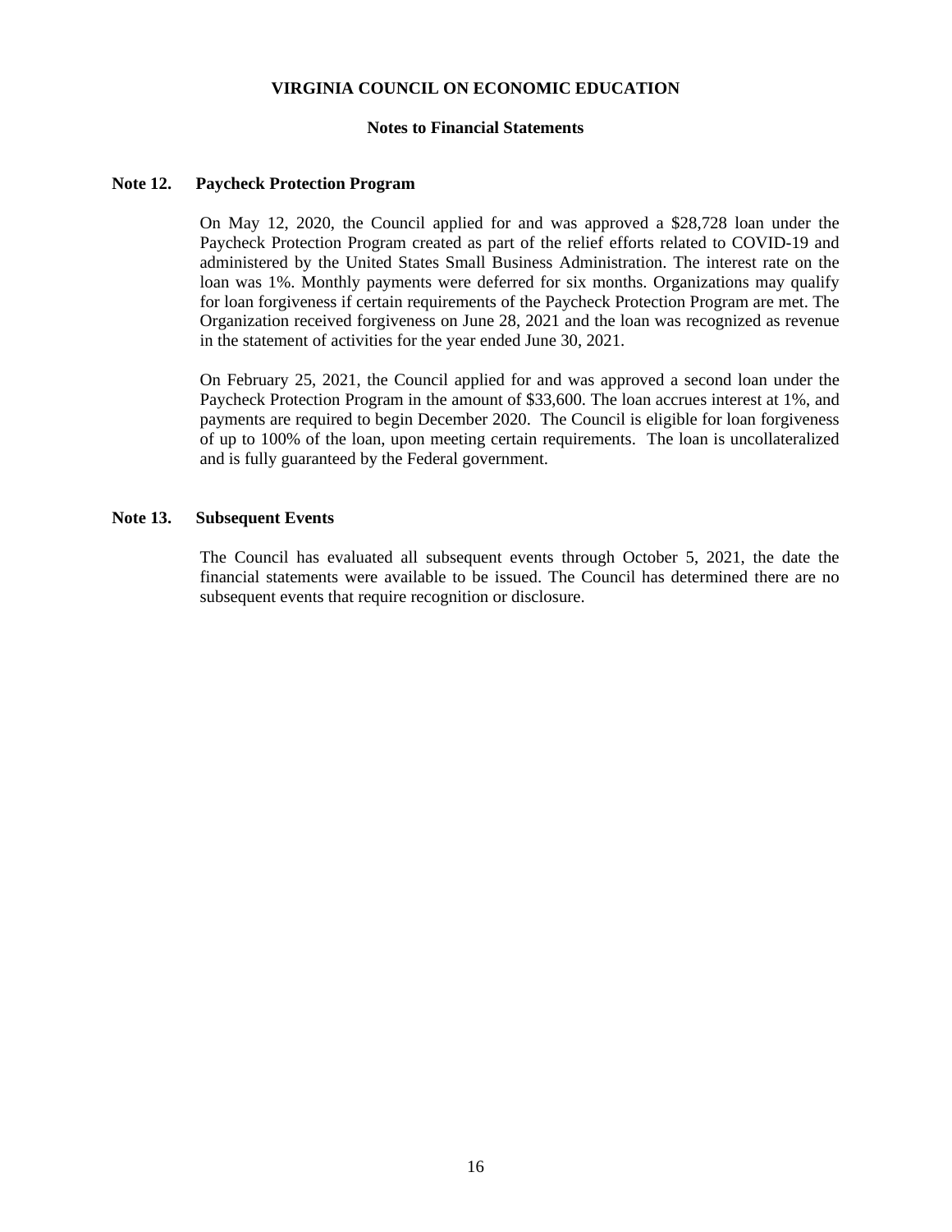**VIRGINIA COUNCIL ON ECONOMIC EDUCATION**

**Notes to Financial Statements**

## Note 12. Paycheck Protection Program

On May 12, 2020, the Council applied for and was approved a $28,728 loan under the Paycheck Protection Program created as part of the relief efforts related to COVID-19 and administered by the United States Small Business Administration. The interest rate on the loan was 1%. Monthly payments were deferred for six months. Organizations may qualify for loan forgiveness if certain requirements of the Paycheck Protection Program are met. The Organization received forgiveness on June 28, 2021 and the loan was recognized as revenue in the statement of activities for the year ended June 30, 2021.

On February 25, 2021, the Council applied for and was approved a second loan under the Paycheck Protection Program in the amount of $33,600. The loan accrues interest at 1%, and payments are required to begin December 2020. The Council is eligible for loan forgiveness of up to 100% of the loan, upon meeting certain requirements. The loan is uncollateralized and is fully guaranteed by the Federal government.

## Note 13. Subsequent Events

The Council has evaluated all subsequent events through October 5, 2021, the date the financial statements were available to be issued. The Council has determined there are no subsequent events that require recognition or disclosure.